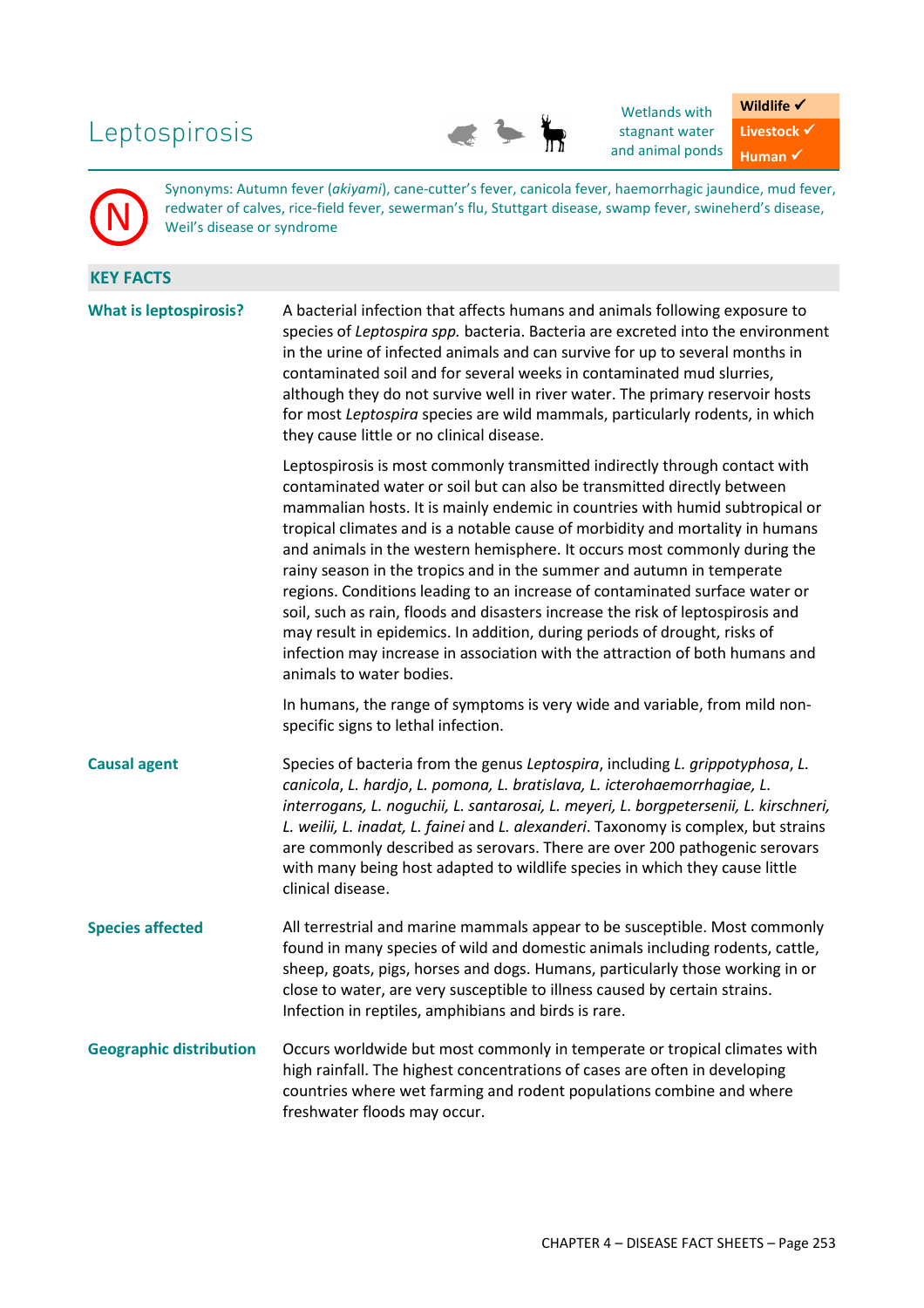# Leptospirosis

Wetlands with stagnant water and animal ponds

**Wildlife ✓**
**Livestock ✓**
**Human ✓**

N

Synonyms: Autumn fever (*akiyami*), cane-cutter's fever, canicola fever, haemorrhagic jaundice, mud fever, redwater of calves, rice-field fever, sewerman's flu, Stuttgart disease, swamp fever, swineherd's disease, Weil's disease or syndrome

## KEY FACTS

**What is leptospirosis?**

A bacterial infection that affects humans and animals following exposure to species of *Leptospira spp.* bacteria. Bacteria are excreted into the environment in the urine of infected animals and can survive for up to several months in contaminated soil and for several weeks in contaminated mud slurries, although they do not survive well in river water. The primary reservoir hosts for most *Leptospira* species are wild mammals, particularly rodents, in which they cause little or no clinical disease.

Leptospirosis is most commonly transmitted indirectly through contact with contaminated water or soil but can also be transmitted directly between mammalian hosts. It is mainly endemic in countries with humid subtropical or tropical climates and is a notable cause of morbidity and mortality in humans and animals in the western hemisphere. It occurs most commonly during the rainy season in the tropics and in the summer and autumn in temperate regions. Conditions leading to an increase of contaminated surface water or soil, such as rain, floods and disasters increase the risk of leptospirosis and may result in epidemics. In addition, during periods of drought, risks of infection may increase in association with the attraction of both humans and animals to water bodies.

In humans, the range of symptoms is very wide and variable, from mild non-specific signs to lethal infection.

**Causal agent**

Species of bacteria from the genus *Leptospira*, including *L. grippotyphosa*, *L. canicola*, *L. hardjo*, *L. pomona, L. bratislava, L. icterohaemorrhagiae, L. interrogans, L. noguchii, L. santarosai, L. meyeri, L. borgpetersenii, L. kirschneri, L. weilii, L. inadat, L. fainei* and *L. alexanderi*. Taxonomy is complex, but strains are commonly described as serovars. There are over 200 pathogenic serovars with many being host adapted to wildlife species in which they cause little clinical disease.

**Species affected**

All terrestrial and marine mammals appear to be susceptible. Most commonly found in many species of wild and domestic animals including rodents, cattle, sheep, goats, pigs, horses and dogs. Humans, particularly those working in or close to water, are very susceptible to illness caused by certain strains. Infection in reptiles, amphibians and birds is rare.

**Geographic distribution**

Occurs worldwide but most commonly in temperate or tropical climates with high rainfall. The highest concentrations of cases are often in developing countries where wet farming and rodent populations combine and where freshwater floods may occur.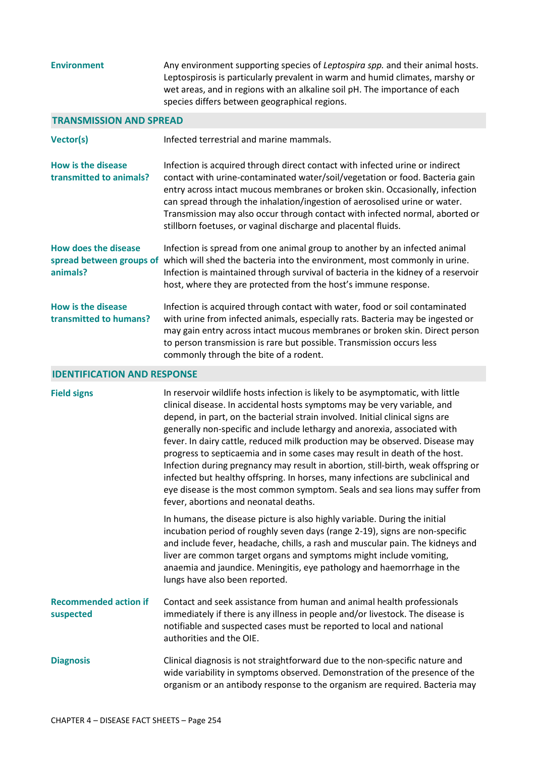**Environment**

Any environment supporting species of *Leptospira spp.* and their animal hosts. Leptospirosis is particularly prevalent in warm and humid climates, marshy or wet areas, and in regions with an alkaline soil pH. The importance of each species differs between geographical regions.

## TRANSMISSION AND SPREAD

**Vector(s)**

Infected terrestrial and marine mammals.

**How is the disease transmitted to animals?**

Infection is acquired through direct contact with infected urine or indirect contact with urine-contaminated water/soil/vegetation or food. Bacteria gain entry across intact mucous membranes or broken skin. Occasionally, infection can spread through the inhalation/ingestion of aerosolised urine or water. Transmission may also occur through contact with infected normal, aborted or stillborn foetuses, or vaginal discharge and placental fluids.

**How does the disease spread between groups of animals?**

Infection is spread from one animal group to another by an infected animal which will shed the bacteria into the environment, most commonly in urine. Infection is maintained through survival of bacteria in the kidney of a reservoir host, where they are protected from the host's immune response.

**How is the disease transmitted to humans?**

Infection is acquired through contact with water, food or soil contaminated with urine from infected animals, especially rats. Bacteria may be ingested or may gain entry across intact mucous membranes or broken skin. Direct person to person transmission is rare but possible. Transmission occurs less commonly through the bite of a rodent.

## IDENTIFICATION AND RESPONSE

**Field signs**

In reservoir wildlife hosts infection is likely to be asymptomatic, with little clinical disease. In accidental hosts symptoms may be very variable, and depend, in part, on the bacterial strain involved. Initial clinical signs are generally non-specific and include lethargy and anorexia, associated with fever. In dairy cattle, reduced milk production may be observed. Disease may progress to septicaemia and in some cases may result in death of the host. Infection during pregnancy may result in abortion, still-birth, weak offspring or infected but healthy offspring. In horses, many infections are subclinical and eye disease is the most common symptom. Seals and sea lions may suffer from fever, abortions and neonatal deaths.

In humans, the disease picture is also highly variable. During the initial incubation period of roughly seven days (range 2-19), signs are non-specific and include fever, headache, chills, a rash and muscular pain. The kidneys and liver are common target organs and symptoms might include vomiting, anaemia and jaundice. Meningitis, eye pathology and haemorrhage in the lungs have also been reported.

**Recommended action if suspected**

Contact and seek assistance from human and animal health professionals immediately if there is any illness in people and/or livestock. The disease is notifiable and suspected cases must be reported to local and national authorities and the OIE.

**Diagnosis**

Clinical diagnosis is not straightforward due to the non-specific nature and wide variability in symptoms observed. Demonstration of the presence of the organism or an antibody response to the organism are required. Bacteria may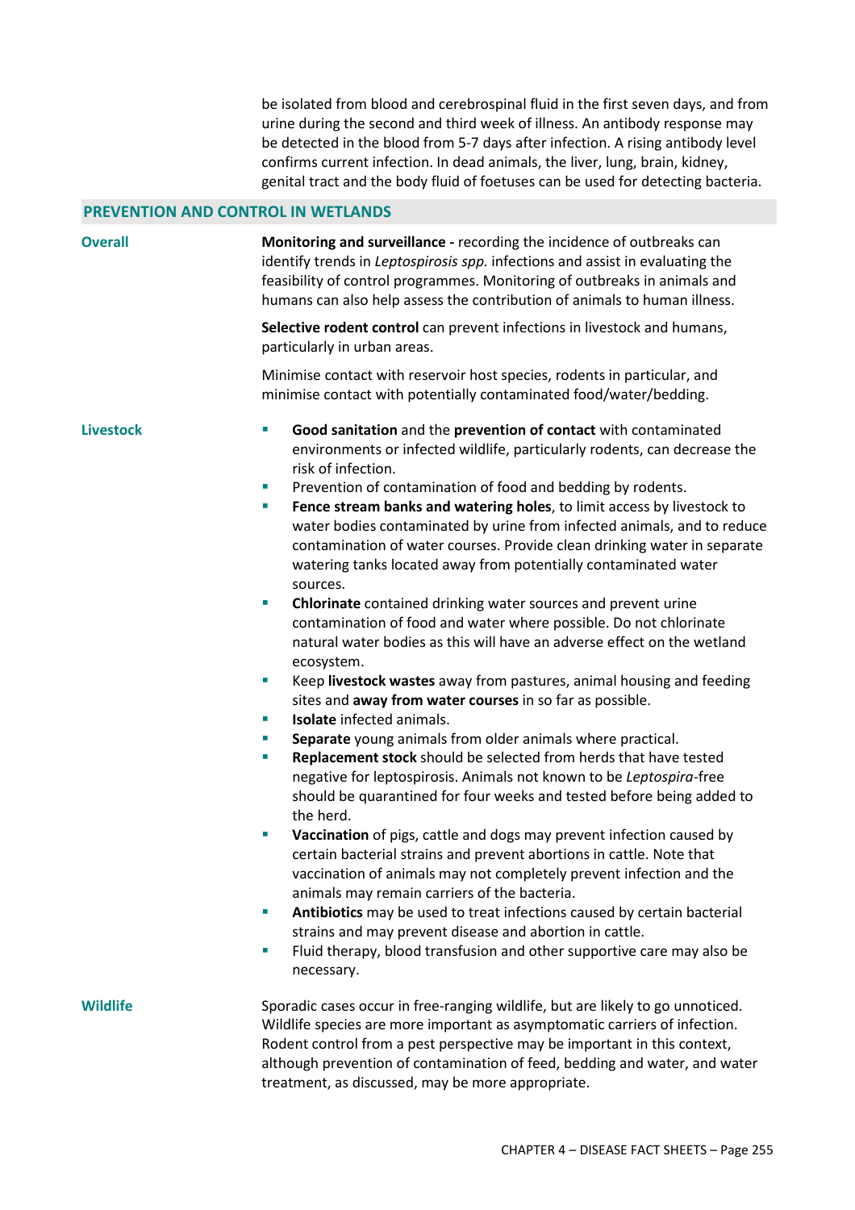be isolated from blood and cerebrospinal fluid in the first seven days, and from urine during the second and third week of illness. An antibody response may be detected in the blood from 5-7 days after infection. A rising antibody level confirms current infection. In dead animals, the liver, lung, brain, kidney, genital tract and the body fluid of foetuses can be used for detecting bacteria.

## PREVENTION AND CONTROL IN WETLANDS

### Overall

**Monitoring and surveillance -** recording the incidence of outbreaks can identify trends in *Leptospirosis spp.* infections and assist in evaluating the feasibility of control programmes. Monitoring of outbreaks in animals and humans can also help assess the contribution of animals to human illness.

**Selective rodent control** can prevent infections in livestock and humans, particularly in urban areas.

Minimise contact with reservoir host species, rodents in particular, and minimise contact with potentially contaminated food/water/bedding.

### Livestock

- **Good sanitation** and the **prevention of contact** with contaminated environments or infected wildlife, particularly rodents, can decrease the risk of infection.
- Prevention of contamination of food and bedding by rodents.
- **Fence stream banks and watering holes**, to limit access by livestock to water bodies contaminated by urine from infected animals, and to reduce contamination of water courses. Provide clean drinking water in separate watering tanks located away from potentially contaminated water sources.
- **Chlorinate** contained drinking water sources and prevent urine contamination of food and water where possible. Do not chlorinate natural water bodies as this will have an adverse effect on the wetland ecosystem.
- Keep **livestock wastes** away from pastures, animal housing and feeding sites and **away from water courses** in so far as possible.
- **Isolate** infected animals.
- **Separate** young animals from older animals where practical.
- **Replacement stock** should be selected from herds that have tested negative for leptospirosis. Animals not known to be *Leptospira*-free should be quarantined for four weeks and tested before being added to the herd.
- **Vaccination** of pigs, cattle and dogs may prevent infection caused by certain bacterial strains and prevent abortions in cattle. Note that vaccination of animals may not completely prevent infection and the animals may remain carriers of the bacteria.
- **Antibiotics** may be used to treat infections caused by certain bacterial strains and may prevent disease and abortion in cattle.
- Fluid therapy, blood transfusion and other supportive care may also be necessary.

### Wildlife

Sporadic cases occur in free-ranging wildlife, but are likely to go unnoticed. Wildlife species are more important as asymptomatic carriers of infection. Rodent control from a pest perspective may be important in this context, although prevention of contamination of feed, bedding and water, and water treatment, as discussed, may be more appropriate.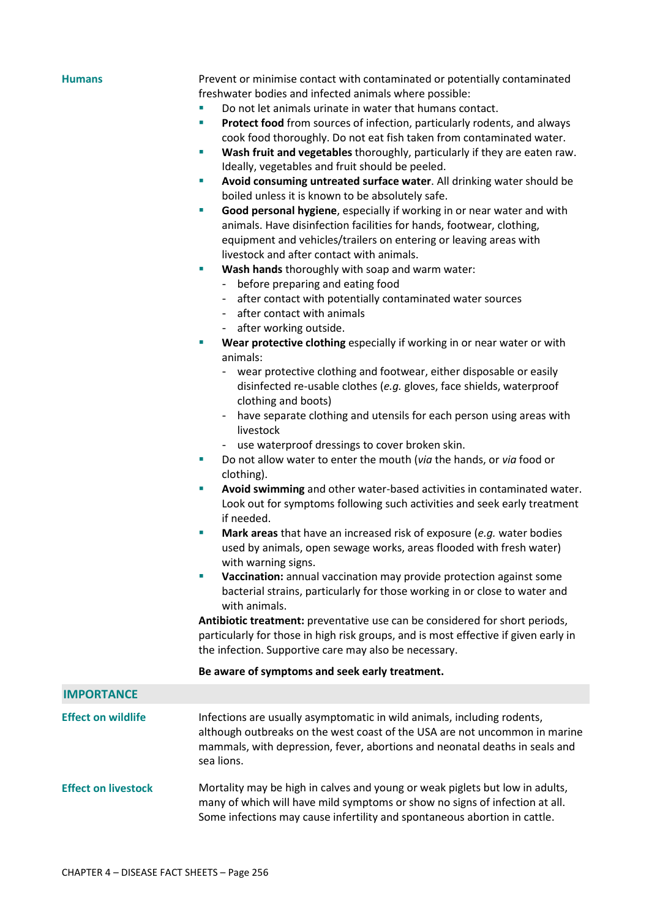**Humans**

Prevent or minimise contact with contaminated or potentially contaminated freshwater bodies and infected animals where possible:

- Do not let animals urinate in water that humans contact.
- **Protect food** from sources of infection, particularly rodents, and always cook food thoroughly. Do not eat fish taken from contaminated water.
- **Wash fruit and vegetables** thoroughly, particularly if they are eaten raw. Ideally, vegetables and fruit should be peeled.
- **Avoid consuming untreated surface water**. All drinking water should be boiled unless it is known to be absolutely safe.
- **Good personal hygiene**, especially if working in or near water and with animals. Have disinfection facilities for hands, footwear, clothing, equipment and vehicles/trailers on entering or leaving areas with livestock and after contact with animals.
- **Wash hands** thoroughly with soap and warm water:
  - before preparing and eating food
  - after contact with potentially contaminated water sources
  - after contact with animals
  - after working outside.
- **Wear protective clothing** especially if working in or near water or with animals:
  - wear protective clothing and footwear, either disposable or easily disinfected re-usable clothes (*e.g.* gloves, face shields, waterproof clothing and boots)
  - have separate clothing and utensils for each person using areas with livestock
  - use waterproof dressings to cover broken skin.
- Do not allow water to enter the mouth (*via* the hands, or *via* food or clothing).
- **Avoid swimming** and other water-based activities in contaminated water. Look out for symptoms following such activities and seek early treatment if needed.
- **Mark areas** that have an increased risk of exposure (*e.g.* water bodies used by animals, open sewage works, areas flooded with fresh water) with warning signs.
- **Vaccination:** annual vaccination may provide protection against some bacterial strains, particularly for those working in or close to water and with animals.

**Antibiotic treatment:** preventative use can be considered for short periods, particularly for those in high risk groups, and is most effective if given early in the infection. Supportive care may also be necessary.

**Be aware of symptoms and seek early treatment.**

## IMPORTANCE

**Effect on wildlife**

Infections are usually asymptomatic in wild animals, including rodents, although outbreaks on the west coast of the USA are not uncommon in marine mammals, with depression, fever, abortions and neonatal deaths in seals and sea lions.

**Effect on livestock**

Mortality may be high in calves and young or weak piglets but low in adults, many of which will have mild symptoms or show no signs of infection at all. Some infections may cause infertility and spontaneous abortion in cattle.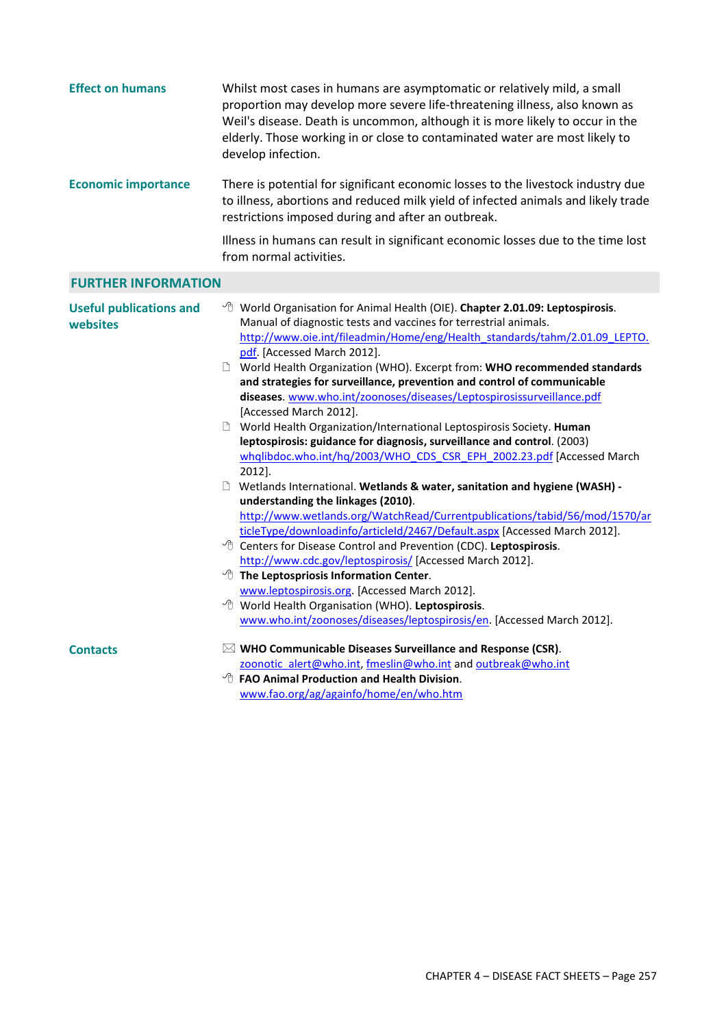**Effect on humans**

Whilst most cases in humans are asymptomatic or relatively mild, a small proportion may develop more severe life-threatening illness, also known as Weil's disease. Death is uncommon, although it is more likely to occur in the elderly. Those working in or close to contaminated water are most likely to develop infection.

**Economic importance**

There is potential for significant economic losses to the livestock industry due to illness, abortions and reduced milk yield of infected animals and likely trade restrictions imposed during and after an outbreak.

Illness in humans can result in significant economic losses due to the time lost from normal activities.

## FURTHER INFORMATION

**Useful publications and websites**

- World Organisation for Animal Health (OIE). **Chapter 2.01.09: Leptospirosis**. Manual of diagnostic tests and vaccines for terrestrial animals. http://www.oie.int/fileadmin/Home/eng/Health_standards/tahm/2.01.09_LEPTO.pdf. [Accessed March 2012].
- World Health Organization (WHO). Excerpt from: **WHO recommended standards and strategies for surveillance, prevention and control of communicable diseases**. www.who.int/zoonoses/diseases/Leptospirosissurveillance.pdf [Accessed March 2012].
- World Health Organization/International Leptospirosis Society. **Human leptospirosis: guidance for diagnosis, surveillance and control**. (2003) whqlibdoc.who.int/hq/2003/WHO_CDS_CSR_EPH_2002.23.pdf [Accessed March 2012].
- Wetlands International. **Wetlands & water, sanitation and hygiene (WASH) - understanding the linkages (2010)**. http://www.wetlands.org/WatchRead/Currentpublications/tabid/56/mod/1570/articleType/downloadinfo/articleId/2467/Default.aspx [Accessed March 2012].
- Centers for Disease Control and Prevention (CDC). **Leptospirosis**. http://www.cdc.gov/leptospirosis/ [Accessed March 2012].
- **The Leptospriosis Information Center**. www.leptospirosis.org. [Accessed March 2012].
- World Health Organisation (WHO). **Leptospirosis**. www.who.int/zoonoses/diseases/leptospirosis/en. [Accessed March 2012].

**Contacts**

- **WHO Communicable Diseases Surveillance and Response (CSR)**. zoonotic_alert@who.int, fmeslin@who.int and outbreak@who.int
- **FAO Animal Production and Health Division**. www.fao.org/ag/againfo/home/en/who.htm